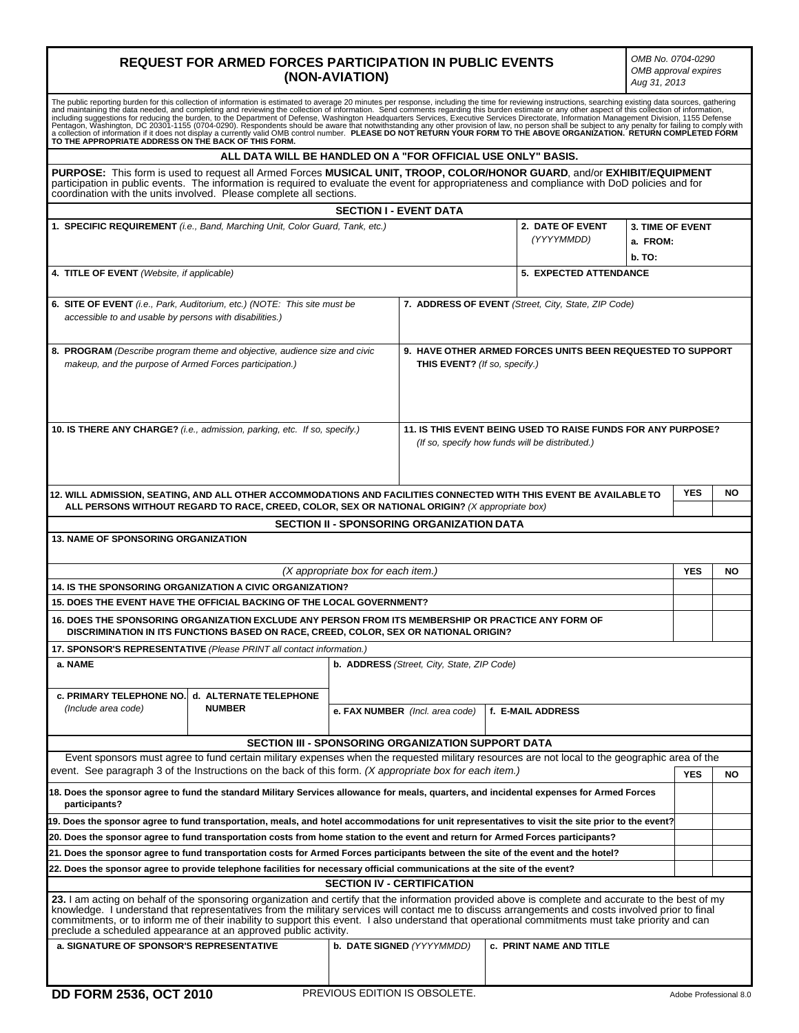# REQUEST FOR ARMED FORCES PARTICIPATION IN PUBLIC EVENTS (NON-AVIATION)

*OMB No. 0704-0290*
*OMB approval expires Aug 31, 2013*

The public reporting burden for this collection of information is estimated to average 20 minutes per response, including the time for reviewing instructions, searching existing data sources, gathering and maintaining the data needed, and completing and reviewing the collection of information. Send comments regarding this burden estimate or any other aspect of this collection of information, including suggestions for reducing the burden, to the Department of Defense, Washington Headquarters Services, Executive Services Directorate, Information Management Division, 1155 Defense Pentagon, Washington, DC 20301-1155 (0704-0290). Respondents should be aware that notwithstanding any other provision of law, no person shall be subject to any penalty for failing to comply with a collection of information if it does not display a currently valid OMB control number. **PLEASE DO NOT RETURN YOUR FORM TO THE ABOVE ORGANIZATION. RETURN COMPLETED FORM TO THE APPROPRIATE ADDRESS ON THE BACK OF THIS FORM.**

**ALL DATA WILL BE HANDLED ON A "FOR OFFICIAL USE ONLY" BASIS.**

**PURPOSE:** This form is used to request all Armed Forces **MUSICAL UNIT, TROOP, COLOR/HONOR GUARD**, and/or **EXHIBIT/EQUIPMENT** participation in public events. The information is required to evaluate the event for appropriateness and compliance with DoD policies and for coordination with the units involved. Please complete all sections.

## SECTION I - EVENT DATA

**1. SPECIFIC REQUIREMENT** *(i.e., Band, Marching Unit, Color Guard, Tank, etc.)*

**2. DATE OF EVENT** *(YYYYMMDD)*

**3. TIME OF EVENT**
**a. FROM:**
**b. TO:**

**4. TITLE OF EVENT** *(Website, if applicable)*

**5. EXPECTED ATTENDANCE**

**6. SITE OF EVENT** *(i.e., Park, Auditorium, etc.) (NOTE: This site must be accessible to and usable by persons with disabilities.)*

**7. ADDRESS OF EVENT** *(Street, City, State, ZIP Code)*

**8. PROGRAM** *(Describe program theme and objective, audience size and civic makeup, and the purpose of Armed Forces participation.)*

**9. HAVE OTHER ARMED FORCES UNITS BEEN REQUESTED TO SUPPORT THIS EVENT?** *(If so, specify.)*

**10. IS THERE ANY CHARGE?** *(i.e., admission, parking, etc. If so, specify.)*

**11. IS THIS EVENT BEING USED TO RAISE FUNDS FOR ANY PURPOSE?** *(If so, specify how funds will be distributed.)*

| | YES | NO |
|---|---|---|
| **12. WILL ADMISSION, SEATING, AND ALL OTHER ACCOMMODATIONS AND FACILITIES CONNECTED WITH THIS EVENT BE AVAILABLE TO ALL PERSONS WITHOUT REGARD TO RACE, CREED, COLOR, SEX OR NATIONAL ORIGIN?** *(X appropriate box)* | | |

## SECTION II - SPONSORING ORGANIZATION DATA

**13. NAME OF SPONSORING ORGANIZATION**

| *(X appropriate box for each item.)* | YES | NO |
|---|---|---|
| **14. IS THE SPONSORING ORGANIZATION A CIVIC ORGANIZATION?** | | |
| **15. DOES THE EVENT HAVE THE OFFICIAL BACKING OF THE LOCAL GOVERNMENT?** | | |
| **16. DOES THE SPONSORING ORGANIZATION EXCLUDE ANY PERSON FROM ITS MEMBERSHIP OR PRACTICE ANY FORM OF DISCRIMINATION IN ITS FUNCTIONS BASED ON RACE, CREED, COLOR, SEX OR NATIONAL ORIGIN?** | | |

**17. SPONSOR'S REPRESENTATIVE** *(Please PRINT all contact information.)*

**a. NAME**

**b. ADDRESS** *(Street, City, State, ZIP Code)*

**c. PRIMARY TELEPHONE NO.** *(Include area code)*

**d. ALTERNATE TELEPHONE NUMBER**

**e. FAX NUMBER** *(Incl. area code)*

**f. E-MAIL ADDRESS**

## SECTION III - SPONSORING ORGANIZATION SUPPORT DATA

Event sponsors must agree to fund certain military expenses when the requested military resources are not local to the geographic area of the event. See paragraph 3 of the Instructions on the back of this form. *(X appropriate box for each item.)*

| | YES | NO |
|---|---|---|
| **18. Does the sponsor agree to fund the standard Military Services allowance for meals, quarters, and incidental expenses for Armed Forces participants?** | | |
| **19. Does the sponsor agree to fund transportation, meals, and hotel accommodations for unit representatives to visit the site prior to the event?** | | |
| **20. Does the sponsor agree to fund transportation costs from home station to the event and return for Armed Forces participants?** | | |
| **21. Does the sponsor agree to fund transportation costs for Armed Forces participants between the site of the event and the hotel?** | | |
| **22. Does the sponsor agree to provide telephone facilities for necessary official communications at the site of the event?** | | |

## SECTION IV - CERTIFICATION

**23.** I am acting on behalf of the sponsoring organization and certify that the information provided above is complete and accurate to the best of my knowledge. I understand that representatives from the military services will contact me to discuss arrangements and costs involved prior to final commitments, or to inform me of their inability to support this event. I also understand that operational commitments must take priority and can preclude a scheduled appearance at an approved public activity.

**a. SIGNATURE OF SPONSOR'S REPRESENTATIVE**

**b. DATE SIGNED** *(YYYYMMDD)*

**c. PRINT NAME AND TITLE**

**DD FORM 2536, OCT 2010** PREVIOUS EDITION IS OBSOLETE. Adobe Professional 8.0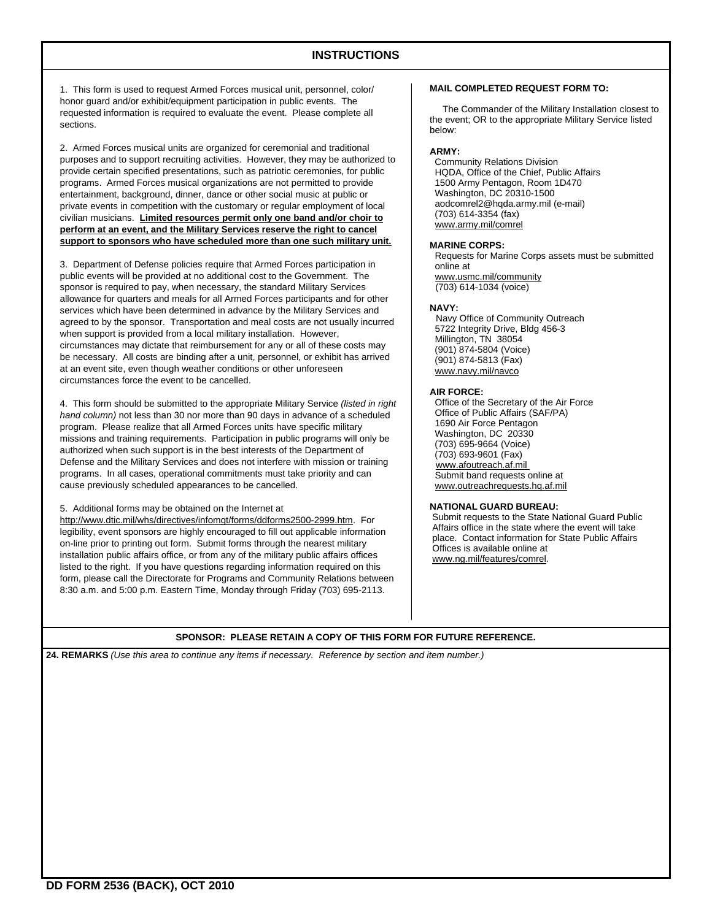# INSTRUCTIONS

1. This form is used to request Armed Forces musical unit, personnel, color/ honor guard and/or exhibit/equipment participation in public events. The requested information is required to evaluate the event. Please complete all sections.

2. Armed Forces musical units are organized for ceremonial and traditional purposes and to support recruiting activities. However, they may be authorized to provide certain specified presentations, such as patriotic ceremonies, for public programs. Armed Forces musical organizations are not permitted to provide entertainment, background, dinner, dance or other social music at public or private events in competition with the customary or regular employment of local civilian musicians. **Limited resources permit only one band and/or choir to perform at an event, and the Military Services reserve the right to cancel support to sponsors who have scheduled more than one such military unit.**

3. Department of Defense policies require that Armed Forces participation in public events will be provided at no additional cost to the Government. The sponsor is required to pay, when necessary, the standard Military Services allowance for quarters and meals for all Armed Forces participants and for other services which have been determined in advance by the Military Services and agreed to by the sponsor. Transportation and meal costs are not usually incurred when support is provided from a local military installation. However, circumstances may dictate that reimbursement for any or all of these costs may be necessary. All costs are binding after a unit, personnel, or exhibit has arrived at an event site, even though weather conditions or other unforeseen circumstances force the event to be cancelled.

4. This form should be submitted to the appropriate Military Service *(listed in right hand column)* not less than 30 nor more than 90 days in advance of a scheduled program. Please realize that all Armed Forces units have specific military missions and training requirements. Participation in public programs will only be authorized when such support is in the best interests of the Department of Defense and the Military Services and does not interfere with mission or training programs. In all cases, operational commitments must take priority and can cause previously scheduled appearances to be cancelled.

5. Additional forms may be obtained on the Internet at http://www.dtic.mil/whs/directives/infomgt/forms/ddforms2500-2999.htm. For legibility, event sponsors are highly encouraged to fill out applicable information on-line prior to printing out form. Submit forms through the nearest military installation public affairs office, or from any of the military public affairs offices listed to the right. If you have questions regarding information required on this form, please call the Directorate for Programs and Community Relations between 8:30 a.m. and 5:00 p.m. Eastern Time, Monday through Friday (703) 695-2113.

**MAIL COMPLETED REQUEST FORM TO:**

The Commander of the Military Installation closest to the event; OR to the appropriate Military Service listed below:

**ARMY:**
Community Relations Division
HQDA, Office of the Chief, Public Affairs
1500 Army Pentagon, Room 1D470
Washington, DC 20310-1500
aodcomrel2@hqda.army.mil (e-mail)
(703) 614-3354 (fax)
www.army.mil/comrel

**MARINE CORPS:**
Requests for Marine Corps assets must be submitted online at
www.usmc.mil/community
(703) 614-1034 (voice)

**NAVY:**
Navy Office of Community Outreach
5722 Integrity Drive, Bldg 456-3
Millington, TN 38054
(901) 874-5804 (Voice)
(901) 874-5813 (Fax)
www.navy.mil/navco

**AIR FORCE:**
Office of the Secretary of the Air Force
Office of Public Affairs (SAF/PA)
1690 Air Force Pentagon
Washington, DC 20330
(703) 695-9664 (Voice)
(703) 693-9601 (Fax)
www.afoutreach.af.mil
Submit band requests online at
www.outreachrequests.hq.af.mil

**NATIONAL GUARD BUREAU:**
Submit requests to the State National Guard Public Affairs office in the state where the event will take place. Contact information for State Public Affairs Offices is available online at
www.ng.mil/features/comrel.

**SPONSOR: PLEASE RETAIN A COPY OF THIS FORM FOR FUTURE REFERENCE.**

**24. REMARKS** *(Use this area to continue any items if necessary. Reference by section and item number.)*

**DD FORM 2536 (BACK), OCT 2010**